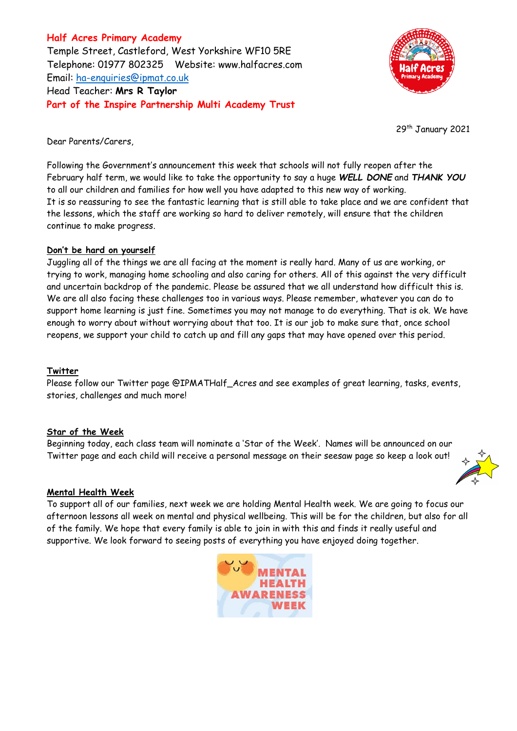**Half Acres Primary Academy**
Temple Street, Castleford, West Yorkshire WF10 5RE
Telephone: 01977 802325 Website: www.halfacres.com
Email: ha-enquiries@ipmat.co.uk
Head Teacher: **Mrs R Taylor**
**Part of the Inspire Partnership Multi Academy Trust**

29th January 2021

Dear Parents/Carers,

Following the Government's announcement this week that schools will not fully reopen after the February half term, we would like to take the opportunity to say a huge ***WELL DONE*** and ***THANK YOU*** to all our children and families for how well you have adapted to this new way of working.
It is so reassuring to see the fantastic learning that is still able to take place and we are confident that the lessons, which the staff are working so hard to deliver remotely, will ensure that the children continue to make progress.

**Don't be hard on yourself**

Juggling all of the things we are all facing at the moment is really hard. Many of us are working, or trying to work, managing home schooling and also caring for others. All of this against the very difficult and uncertain backdrop of the pandemic. Please be assured that we all understand how difficult this is. We are all also facing these challenges too in various ways. Please remember, whatever you can do to support home learning is just fine. Sometimes you may not manage to do everything. That is ok. We have enough to worry about without worrying about that too. It is our job to make sure that, once school reopens, we support your child to catch up and fill any gaps that may have opened over this period.

**Twitter**

Please follow our Twitter page @IPMATHalf_Acres and see examples of great learning, tasks, events, stories, challenges and much more!

**Star of the Week**

Beginning today, each class team will nominate a 'Star of the Week'. Names will be announced on our Twitter page and each child will receive a personal message on their seesaw page so keep a look out!

**Mental Health Week**

To support all of our families, next week we are holding Mental Health week. We are going to focus our afternoon lessons all week on mental and physical wellbeing. This will be for the children, but also for all of the family. We hope that every family is able to join in with this and finds it really useful and supportive. We look forward to seeing posts of everything you have enjoyed doing together.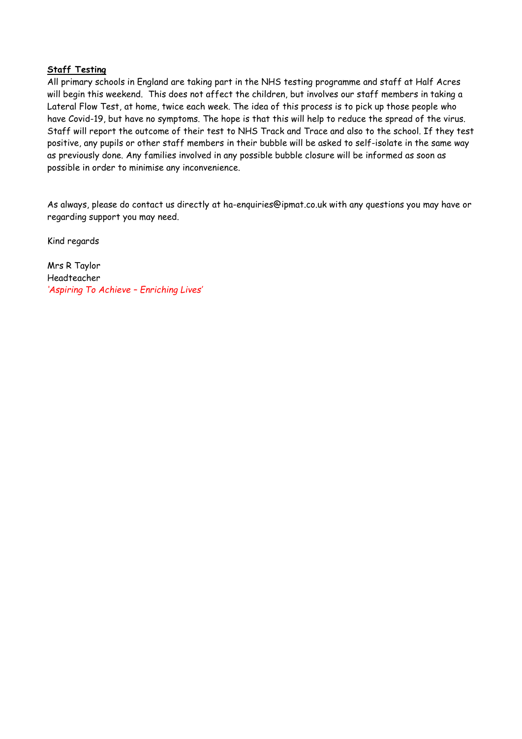**Staff Testing**

All primary schools in England are taking part in the NHS testing programme and staff at Half Acres will begin this weekend.  This does not affect the children, but involves our staff members in taking a Lateral Flow Test, at home, twice each week. The idea of this process is to pick up those people who have Covid-19, but have no symptoms. The hope is that this will help to reduce the spread of the virus. Staff will report the outcome of their test to NHS Track and Trace and also to the school. If they test positive, any pupils or other staff members in their bubble will be asked to self-isolate in the same way as previously done. Any families involved in any possible bubble closure will be informed as soon as possible in order to minimise any inconvenience.

As always, please do contact us directly at ha-enquiries@ipmat.co.uk with any questions you may have or regarding support you may need.

Kind regards

Mrs R Taylor
Headteacher
*'Aspiring To Achieve – Enriching Lives'*